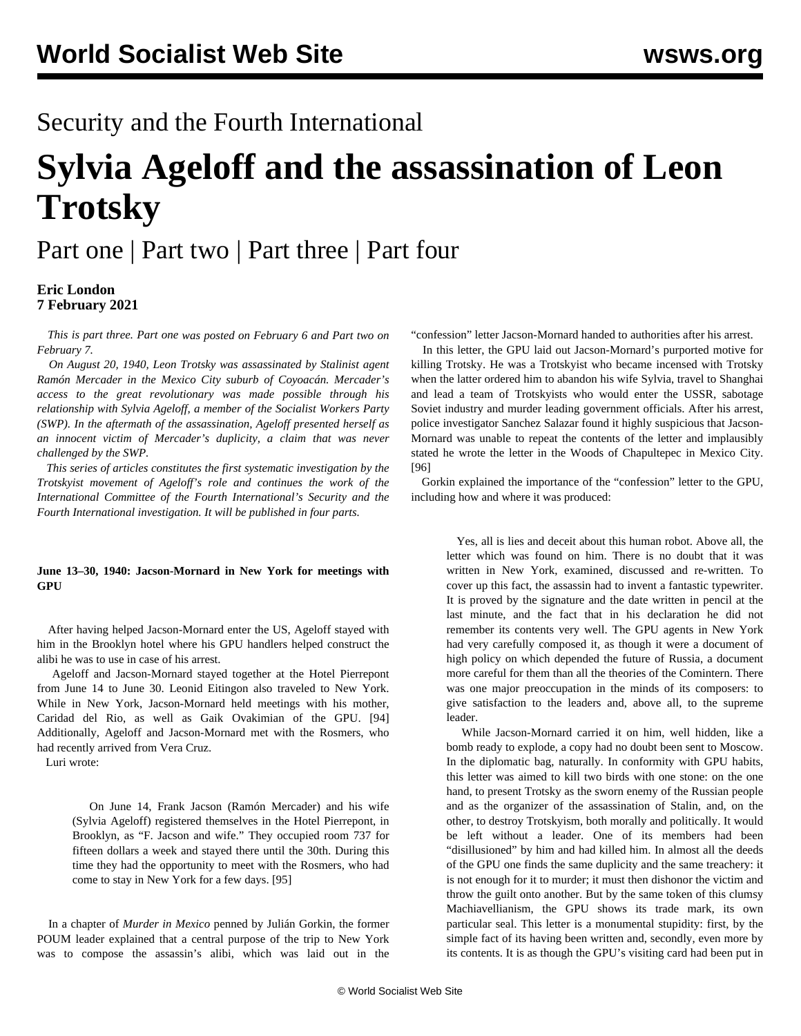# Security and the Fourth International

# Sylvia Ageloff and the assassination of Leon Trotsky

## Part one | Part two | Part three | Part four

**Eric London**
**7 February 2021**

*This is part three. Part one was posted on February 6 and Part two on February 7.*

*On August 20, 1940, Leon Trotsky was assassinated by Stalinist agent Ramón Mercader in the Mexico City suburb of Coyoacán. Mercader's access to the great revolutionary was made possible through his relationship with Sylvia Ageloff, a member of the Socialist Workers Party (SWP). In the aftermath of the assassination, Ageloff presented herself as an innocent victim of Mercader's duplicity, a claim that was never challenged by the SWP.*

*This series of articles constitutes the first systematic investigation by the Trotskyist movement of Ageloff's role and continues the work of the International Committee of the Fourth International's Security and the Fourth International investigation. It will be published in four parts.*

**June 13–30, 1940: Jacson-Mornard in New York for meetings with GPU**

After having helped Jacson-Mornard enter the US, Ageloff stayed with him in the Brooklyn hotel where his GPU handlers helped construct the alibi he was to use in case of his arrest.

Ageloff and Jacson-Mornard stayed together at the Hotel Pierrepont from June 14 to June 30. Leonid Eitingon also traveled to New York. While in New York, Jacson-Mornard held meetings with his mother, Caridad del Rio, as well as Gaik Ovakimian of the GPU. [94] Additionally, Ageloff and Jacson-Mornard met with the Rosmers, who had recently arrived from Vera Cruz.

Luri wrote:

> On June 14, Frank Jackson (Ramón Mercader) and his wife (Sylvia Ageloff) registered themselves in the Hotel Pierrepont, in Brooklyn, as "F. Jacson and wife." They occupied room 737 for fifteen dollars a week and stayed there until the 30th. During this time they had the opportunity to meet with the Rosmers, who had come to stay in New York for a few days. [95]

In a chapter of *Murder in Mexico* penned by Julián Gorkin, the former POUM leader explained that a central purpose of the trip to New York was to compose the assassin's alibi, which was laid out in the "confession" letter Jacson-Mornard handed to authorities after his arrest.

In this letter, the GPU laid out Jacson-Mornard's purported motive for killing Trotsky. He was a Trotskyist who became incensed with Trotsky when the latter ordered him to abandon his wife Sylvia, travel to Shanghai and lead a team of Trotskyists who would enter the USSR, sabotage Soviet industry and murder leading government officials. After his arrest, police investigator Sanchez Salazar found it highly suspicious that Jacson-Mornard was unable to repeat the contents of the letter and implausibly stated he wrote the letter in the Woods of Chapultepec in Mexico City. [96]

Gorkin explained the importance of the "confession" letter to the GPU, including how and where it was produced:

> Yes, all is lies and deceit about this human robot. Above all, the letter which was found on him. There is no doubt that it was written in New York, examined, discussed and re-written. To cover up this fact, the assassin had to invent a fantastic typewriter. It is proved by the signature and the date written in pencil at the last minute, and the fact that in his declaration he did not remember its contents very well. The GPU agents in New York had very carefully composed it, as though it were a document of high policy on which depended the future of Russia, a document more careful for them than all the theories of the Comintern. There was one major preoccupation in the minds of its composers: to give satisfaction to the leaders and, above all, to the supreme leader.
>
> While Jacson-Mornard carried it on him, well hidden, like a bomb ready to explode, a copy had no doubt been sent to Moscow. In the diplomatic bag, naturally. In conformity with GPU habits, this letter was aimed to kill two birds with one stone: on the one hand, to present Trotsky as the sworn enemy of the Russian people and as the organizer of the assassination of Stalin, and, on the other, to destroy Trotskyism, both morally and politically. It would be left without a leader. One of its members had been "disillusioned" by him and had killed him. In almost all the deeds of the GPU one finds the same duplicity and the same treachery: it is not enough for it to murder; it must then dishonor the victim and throw the guilt onto another. But by the same token of this clumsy Machiavellianism, the GPU shows its trade mark, its own particular seal. This letter is a monumental stupidity: first, by the simple fact of its having been written and, secondly, even more by its contents. It is as though the GPU's visiting card had been put in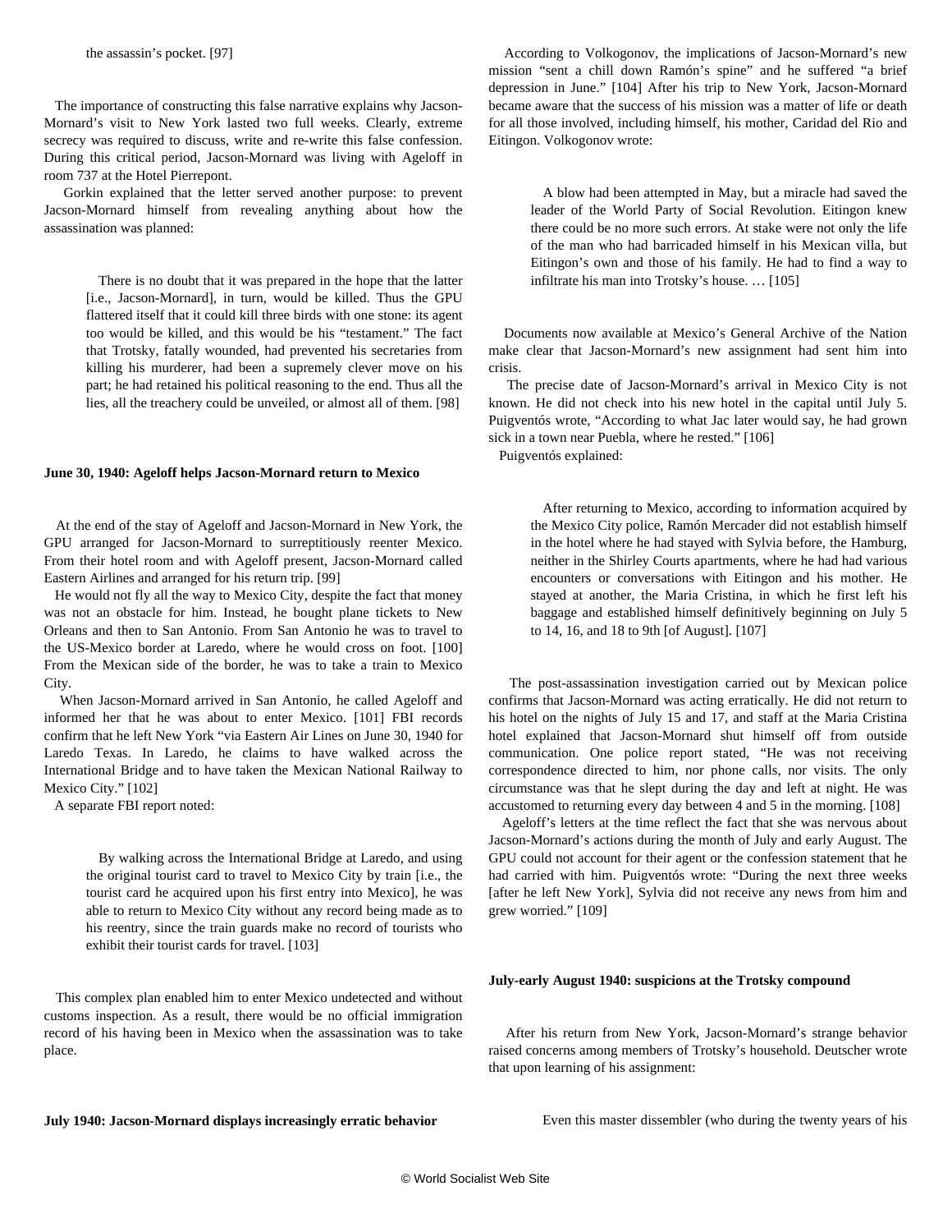the assassin's pocket. [97]

The importance of constructing this false narrative explains why Jacson-Mornard's visit to New York lasted two full weeks. Clearly, extreme secrecy was required to discuss, write and re-write this false confession. During this critical period, Jacson-Mornard was living with Ageloff in room 737 at the Hotel Pierrepont.

Gorkin explained that the letter served another purpose: to prevent Jacson-Mornard himself from revealing anything about how the assassination was planned:

> There is no doubt that it was prepared in the hope that the latter [i.e., Jacson-Mornard], in turn, would be killed. Thus the GPU flattered itself that it could kill three birds with one stone: its agent too would be killed, and this would be his "testament." The fact that Trotsky, fatally wounded, had prevented his secretaries from killing his murderer, had been a supremely clever move on his part; he had retained his political reasoning to the end. Thus all the lies, all the treachery could be unveiled, or almost all of them. [98]

**June 30, 1940: Ageloff helps Jacson-Mornard return to Mexico**

At the end of the stay of Ageloff and Jacson-Mornard in New York, the GPU arranged for Jacson-Mornard to surreptitiously reenter Mexico. From their hotel room and with Ageloff present, Jacson-Mornard called Eastern Airlines and arranged for his return trip. [99]

He would not fly all the way to Mexico City, despite the fact that money was not an obstacle for him. Instead, he bought plane tickets to New Orleans and then to San Antonio. From San Antonio he was to travel to the US-Mexico border at Laredo, where he would cross on foot. [100] From the Mexican side of the border, he was to take a train to Mexico City.

When Jacson-Mornard arrived in San Antonio, he called Ageloff and informed her that he was about to enter Mexico. [101] FBI records confirm that he left New York "via Eastern Air Lines on June 30, 1940 for Laredo Texas. In Laredo, he claims to have walked across the International Bridge and to have taken the Mexican National Railway to Mexico City." [102]

A separate FBI report noted:

> By walking across the International Bridge at Laredo, and using the original tourist card to travel to Mexico City by train [i.e., the tourist card he acquired upon his first entry into Mexico], he was able to return to Mexico City without any record being made as to his reentry, since the train guards make no record of tourists who exhibit their tourist cards for travel. [103]

This complex plan enabled him to enter Mexico undetected and without customs inspection. As a result, there would be no official immigration record of his having been in Mexico when the assassination was to take place.

**July 1940: Jacson-Mornard displays increasingly erratic behavior**

According to Volkogonov, the implications of Jacson-Mornard's new mission "sent a chill down Ramón's spine" and he suffered "a brief depression in June." [104] After his trip to New York, Jacson-Mornard became aware that the success of his mission was a matter of life or death for all those involved, including himself, his mother, Caridad del Rio and Eitingon. Volkogonov wrote:

> A blow had been attempted in May, but a miracle had saved the leader of the World Party of Social Revolution. Eitingon knew there could be no more such errors. At stake were not only the life of the man who had barricaded himself in his Mexican villa, but Eitingon's own and those of his family. He had to find a way to infiltrate his man into Trotsky's house. … [105]

Documents now available at Mexico's General Archive of the Nation make clear that Jacson-Mornard's new assignment had sent him into crisis.

The precise date of Jacson-Mornard's arrival in Mexico City is not known. He did not check into his new hotel in the capital until July 5. Puigventós wrote, "According to what Jac later would say, he had grown sick in a town near Puebla, where he rested." [106]

Puigventós explained:

> After returning to Mexico, according to information acquired by the Mexico City police, Ramón Mercader did not establish himself in the hotel where he had stayed with Sylvia before, the Hamburg, neither in the Shirley Courts apartments, where he had had various encounters or conversations with Eitingon and his mother. He stayed at another, the Maria Cristina, in which he first left his baggage and established himself definitively beginning on July 5 to 14, 16, and 18 to 9th [of August]. [107]

The post-assassination investigation carried out by Mexican police confirms that Jacson-Mornard was acting erratically. He did not return to his hotel on the nights of July 15 and 17, and staff at the Maria Cristina hotel explained that Jacson-Mornard shut himself off from outside communication. One police report stated, "He was not receiving correspondence directed to him, nor phone calls, nor visits. The only circumstance was that he slept during the day and left at night. He was accustomed to returning every day between 4 and 5 in the morning. [108]

Ageloff's letters at the time reflect the fact that she was nervous about Jacson-Mornard's actions during the month of July and early August. The GPU could not account for their agent or the confession statement that he had carried with him. Puigventós wrote: "During the next three weeks [after he left New York], Sylvia did not receive any news from him and grew worried." [109]

**July-early August 1940: suspicions at the Trotsky compound**

After his return from New York, Jacson-Mornard's strange behavior raised concerns among members of Trotsky's household. Deutscher wrote that upon learning of his assignment:

> Even this master dissembler (who during the twenty years of his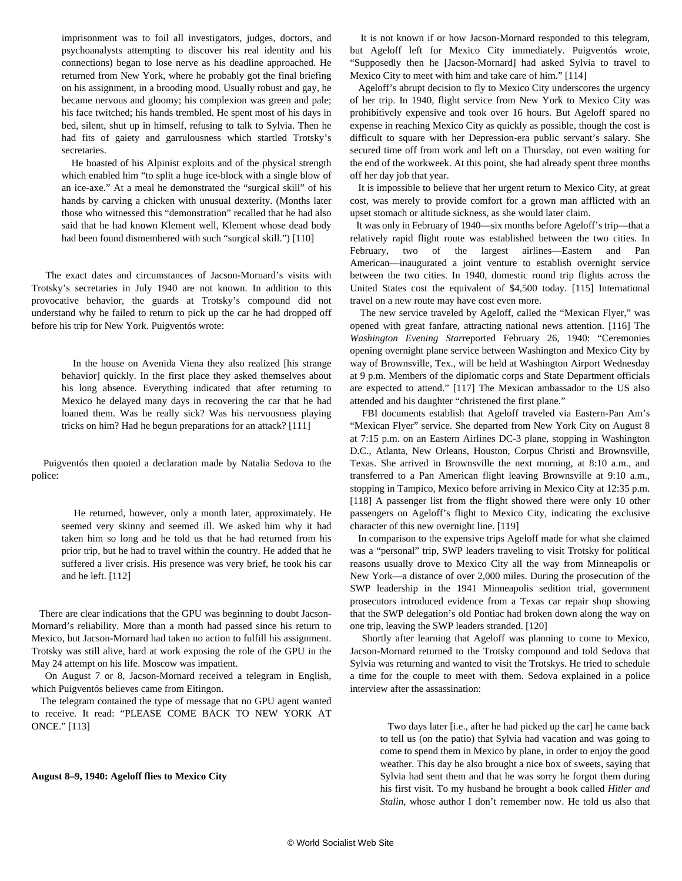> imprisonment was to foil all investigators, judges, doctors, and psychoanalysts attempting to discover his real identity and his connections) began to lose nerve as his deadline approached. He returned from New York, where he probably got the final briefing on his assignment, in a brooding mood. Usually robust and gay, he became nervous and gloomy; his complexion was green and pale; his face twitched; his hands trembled. He spent most of his days in bed, silent, shut up in himself, refusing to talk to Sylvia. Then he had fits of gaiety and garrulousness which startled Trotsky's secretaries.
>
> He boasted of his Alpinist exploits and of the physical strength which enabled him "to split a huge ice-block with a single blow of an ice-axe." At a meal he demonstrated the "surgical skill" of his hands by carving a chicken with unusual dexterity. (Months later those who witnessed this "demonstration" recalled that he had also said that he had known Klement well, Klement whose dead body had been found dismembered with such "surgical skill.") [110]

The exact dates and circumstances of Jacson-Mornard's visits with Trotsky's secretaries in July 1940 are not known. In addition to this provocative behavior, the guards at Trotsky's compound did not understand why he failed to return to pick up the car he had dropped off before his trip for New York. Puigventós wrote:

> In the house on Avenida Viena they also realized [his strange behavior] quickly. In the first place they asked themselves about his long absence. Everything indicated that after returning to Mexico he delayed many days in recovering the car that he had loaned them. Was he really sick? Was his nervousness playing tricks on him? Had he begun preparations for an attack? [111]

Puigventós then quoted a declaration made by Natalia Sedova to the police:

> He returned, however, only a month later, approximately. He seemed very skinny and seemed ill. We asked him why it had taken him so long and he told us that he had returned from his prior trip, but he had to travel within the country. He added that he suffered a liver crisis. His presence was very brief, he took his car and he left. [112]

There are clear indications that the GPU was beginning to doubt Jacson-Mornard's reliability. More than a month had passed since his return to Mexico, but Jacson-Mornard had taken no action to fulfill his assignment. Trotsky was still alive, hard at work exposing the role of the GPU in the May 24 attempt on his life. Moscow was impatient.

On August 7 or 8, Jacson-Mornard received a telegram in English, which Puigventós believes came from Eitingon.

The telegram contained the type of message that no GPU agent wanted to receive. It read: "PLEASE COME BACK TO NEW YORK AT ONCE." [113]

**August 8–9, 1940: Ageloff flies to Mexico City**

It is not known if or how Jacson-Mornard responded to this telegram, but Ageloff left for Mexico City immediately. Puigventós wrote, "Supposedly then he [Jacson-Mornard] had asked Sylvia to travel to Mexico City to meet with him and take care of him." [114]

Ageloff's abrupt decision to fly to Mexico City underscores the urgency of her trip. In 1940, flight service from New York to Mexico City was prohibitively expensive and took over 16 hours. But Ageloff spared no expense in reaching Mexico City as quickly as possible, though the cost is difficult to square with her Depression-era public servant's salary. She secured time off from work and left on a Thursday, not even waiting for the end of the workweek. At this point, she had already spent three months off her day job that year.

It is impossible to believe that her urgent return to Mexico City, at great cost, was merely to provide comfort for a grown man afflicted with an upset stomach or altitude sickness, as she would later claim.

It was only in February of 1940—six months before Ageloff's trip—that a relatively rapid flight route was established between the two cities. In February, two of the largest airlines—Eastern and Pan American—inaugurated a joint venture to establish overnight service between the two cities. In 1940, domestic round trip flights across the United States cost the equivalent of $4,500 today. [115] International travel on a new route may have cost even more.

The new service traveled by Ageloff, called the "Mexican Flyer," was opened with great fanfare, attracting national news attention. [116] The *Washington Evening Star* reported February 26, 1940: "Ceremonies opening overnight plane service between Washington and Mexico City by way of Brownsville, Tex., will be held at Washington Airport Wednesday at 9 p.m. Members of the diplomatic corps and State Department officials are expected to attend." [117] The Mexican ambassador to the US also attended and his daughter "christened the first plane."

FBI documents establish that Ageloff traveled via Eastern-Pan Am's "Mexican Flyer" service. She departed from New York City on August 8 at 7:15 p.m. on an Eastern Airlines DC-3 plane, stopping in Washington D.C., Atlanta, New Orleans, Houston, Corpus Christi and Brownsville, Texas. She arrived in Brownsville the next morning, at 8:10 a.m., and transferred to a Pan American flight leaving Brownsville at 9:10 a.m., stopping in Tampico, Mexico before arriving in Mexico City at 12:35 p.m. [118] A passenger list from the flight showed there were only 10 other passengers on Ageloff's flight to Mexico City, indicating the exclusive character of this new overnight line. [119]

In comparison to the expensive trips Ageloff made for what she claimed was a "personal" trip, SWP leaders traveling to visit Trotsky for political reasons usually drove to Mexico City all the way from Minneapolis or New York—a distance of over 2,000 miles. During the prosecution of the SWP leadership in the 1941 Minneapolis sedition trial, government prosecutors introduced evidence from a Texas car repair shop showing that the SWP delegation's old Pontiac had broken down along the way on one trip, leaving the SWP leaders stranded. [120]

Shortly after learning that Ageloff was planning to come to Mexico, Jacson-Mornard returned to the Trotsky compound and told Sedova that Sylvia was returning and wanted to visit the Trotskys. He tried to schedule a time for the couple to meet with them. Sedova explained in a police interview after the assassination:

> Two days later [i.e., after he had picked up the car] he came back to tell us (on the patio) that Sylvia had vacation and was going to come to spend them in Mexico by plane, in order to enjoy the good weather. This day he also brought a nice box of sweets, saying that Sylvia had sent them and that he was sorry he forgot them during his first visit. To my husband he brought a book called *Hitler and Stalin*, whose author I don't remember now. He told us also that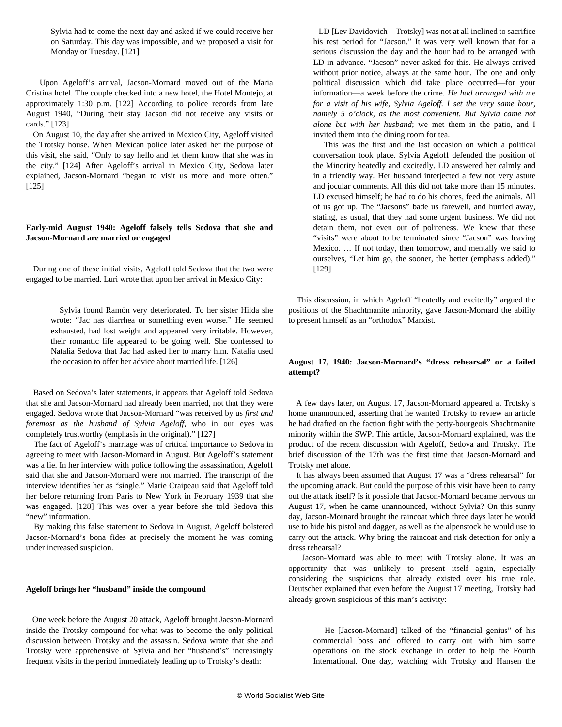> Sylvia had to come the next day and asked if we could receive her on Saturday. This day was impossible, and we proposed a visit for Monday or Tuesday. [121]

Upon Ageloff's arrival, Jacson-Mornard moved out of the Maria Cristina hotel. The couple checked into a new hotel, the Hotel Montejo, at approximately 1:30 p.m. [122] According to police records from late August 1940, "During their stay Jacson did not receive any visits or cards." [123]

On August 10, the day after she arrived in Mexico City, Ageloff visited the Trotsky house. When Mexican police later asked her the purpose of this visit, she said, "Only to say hello and let them know that she was in the city." [124] After Ageloff's arrival in Mexico City, Sedova later explained, Jacson-Mornard "began to visit us more and more often." [125]

### Early-mid August 1940: Ageloff falsely tells Sedova that she and Jacson-Mornard are married or engaged

During one of these initial visits, Ageloff told Sedova that the two were engaged to be married. Luri wrote that upon her arrival in Mexico City:

> Sylvia found Ramón very deteriorated. To her sister Hilda she wrote: "Jac has diarrhea or something even worse." He seemed exhausted, had lost weight and appeared very irritable. However, their romantic life appeared to be going well. She confessed to Natalia Sedova that Jac had asked her to marry him. Natalia used the occasion to offer her advice about married life. [126]

Based on Sedova's later statements, it appears that Ageloff told Sedova that she and Jacson-Mornard had already been married, not that they were engaged. Sedova wrote that Jacson-Mornard "was received by us *first and foremost as the husband of Sylvia Ageloff*, who in our eyes was completely trustworthy (emphasis in the original)." [127]

The fact of Ageloff's marriage was of critical importance to Sedova in agreeing to meet with Jacson-Mornard in August. But Ageloff's statement was a lie. In her interview with police following the assassination, Ageloff said that she and Jacson-Mornard were not married. The transcript of the interview identifies her as "single." Marie Craipeau said that Ageloff told her before returning from Paris to New York in February 1939 that she was engaged. [128] This was over a year before she told Sedova this "new" information.

By making this false statement to Sedova in August, Ageloff bolstered Jacson-Mornard's bona fides at precisely the moment he was coming under increased suspicion.

### Ageloff brings her "husband" inside the compound

One week before the August 20 attack, Ageloff brought Jacson-Mornard inside the Trotsky compound for what was to become the only political discussion between Trotsky and the assassin. Sedova wrote that she and Trotsky were apprehensive of Sylvia and her "husband's" increasingly frequent visits in the period immediately leading up to Trotsky's death:

> LD [Lev Davidovich—Trotsky] was not at all inclined to sacrifice his rest period for "Jacson." It was very well known that for a serious discussion the day and the hour had to be arranged with LD in advance. "Jacson" never asked for this. He always arrived without prior notice, always at the same hour. The one and only political discussion which did take place occurred—for your information—a week before the crime. *He had arranged with me for a visit of his wife, Sylvia Ageloff. I set the very same hour, namely 5 o'clock, as the most convenient. But Sylvia came not alone but with her husband*; we met them in the patio, and I invited them into the dining room for tea.
>
> This was the first and the last occasion on which a political conversation took place. Sylvia Ageloff defended the position of the Minority heatedly and excitedly. LD answered her calmly and in a friendly way. Her husband interjected a few not very astute and jocular comments. All this did not take more than 15 minutes. LD excused himself; he had to do his chores, feed the animals. All of us got up. The "Jacsons" bade us farewell, and hurried away, stating, as usual, that they had some urgent business. We did not detain them, not even out of politeness. We knew that these "visits" were about to be terminated since "Jacson" was leaving Mexico. … If not today, then tomorrow, and mentally we said to ourselves, "Let him go, the sooner, the better (emphasis added)." [129]

This discussion, in which Ageloff "heatedly and excitedly" argued the positions of the Shachtmanite minority, gave Jacson-Mornard the ability to present himself as an "orthodox" Marxist.

### August 17, 1940: Jacson-Mornard's "dress rehearsal" or a failed attempt?

A few days later, on August 17, Jacson-Mornard appeared at Trotsky's home unannounced, asserting that he wanted Trotsky to review an article he had drafted on the faction fight with the petty-bourgeois Shachtmanite minority within the SWP. This article, Jacson-Mornard explained, was the product of the recent discussion with Ageloff, Sedova and Trotsky. The brief discussion of the 17th was the first time that Jacson-Mornard and Trotsky met alone.

It has always been assumed that August 17 was a "dress rehearsal" for the upcoming attack. But could the purpose of this visit have been to carry out the attack itself? Is it possible that Jacson-Mornard became nervous on August 17, when he came unannounced, without Sylvia? On this sunny day, Jacson-Mornard brought the raincoat which three days later he would use to hide his pistol and dagger, as well as the alpenstock he would use to carry out the attack. Why bring the raincoat and risk detection for only a dress rehearsal?

Jacson-Mornard was able to meet with Trotsky alone. It was an opportunity that was unlikely to present itself again, especially considering the suspicions that already existed over his true role. Deutscher explained that even before the August 17 meeting, Trotsky had already grown suspicious of this man's activity:

> He [Jacson-Mornard] talked of the "financial genius" of his commercial boss and offered to carry out with him some operations on the stock exchange in order to help the Fourth International. One day, watching with Trotsky and Hansen the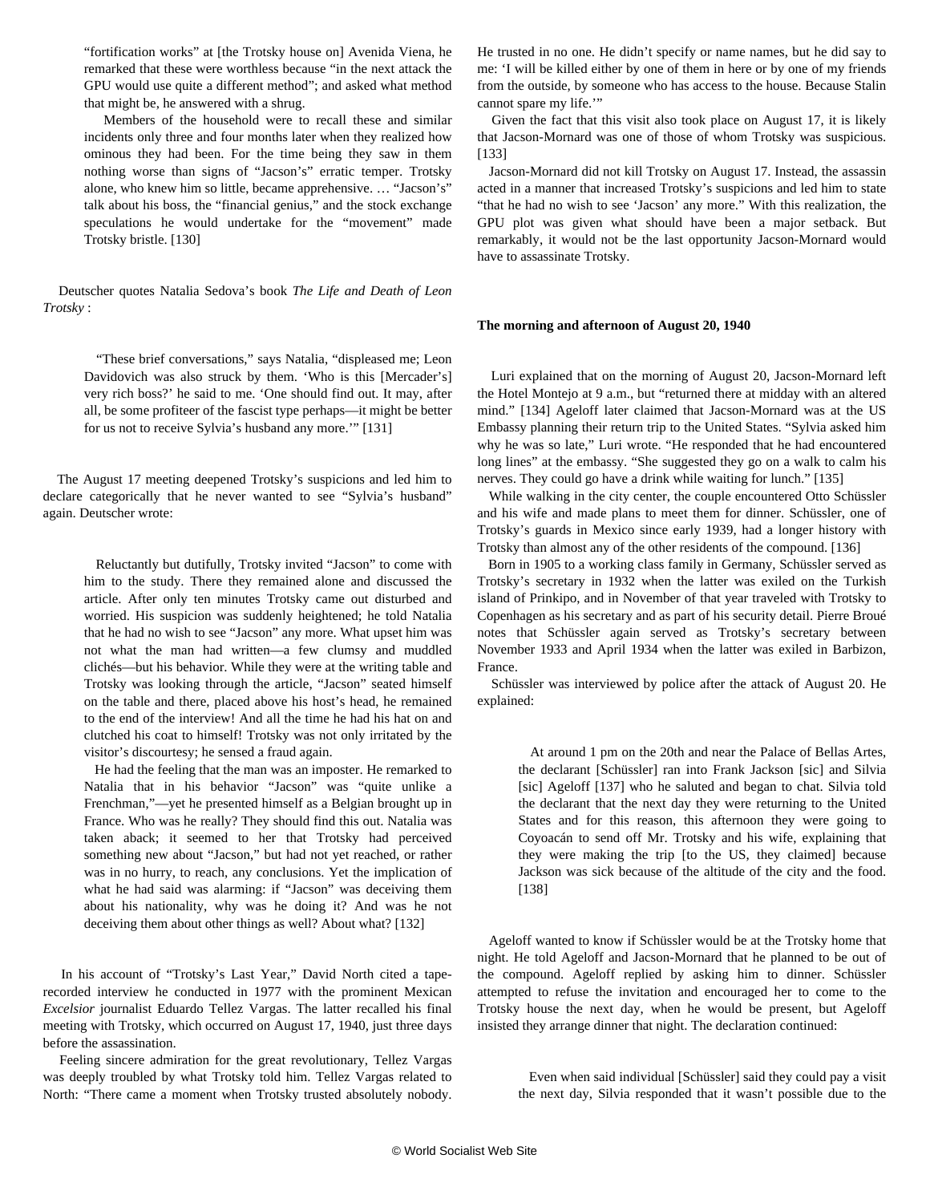> "fortification works" at [the Trotsky house on] Avenida Viena, he remarked that these were worthless because "in the next attack the GPU would use quite a different method"; and asked what method that might be, he answered with a shrug.
>
> Members of the household were to recall these and similar incidents only three and four months later when they realized how ominous they had been. For the time being they saw in them nothing worse than signs of "Jacson's" erratic temper. Trotsky alone, who knew him so little, became apprehensive. … "Jacson's" talk about his boss, the "financial genius," and the stock exchange speculations he would undertake for the "movement" made Trotsky bristle. [130]

Deutscher quotes Natalia Sedova's book *The Life and Death of Leon Trotsky* :

> "These brief conversations," says Natalia, "displeased me; Leon Davidovich was also struck by them. 'Who is this [Mercader's] very rich boss?' he said to me. 'One should find out. It may, after all, be some profiteer of the fascist type perhaps—it might be better for us not to receive Sylvia's husband any more.'" [131]

The August 17 meeting deepened Trotsky's suspicions and led him to declare categorically that he never wanted to see "Sylvia's husband" again. Deutscher wrote:

> Reluctantly but dutifully, Trotsky invited "Jacson" to come with him to the study. There they remained alone and discussed the article. After only ten minutes Trotsky came out disturbed and worried. His suspicion was suddenly heightened; he told Natalia that he had no wish to see "Jacson" any more. What upset him was not what the man had written—a few clumsy and muddled clichés—but his behavior. While they were at the writing table and Trotsky was looking through the article, "Jacson" seated himself on the table and there, placed above his host's head, he remained to the end of the interview! And all the time he had his hat on and clutched his coat to himself! Trotsky was not only irritated by the visitor's discourtesy; he sensed a fraud again.
>
> He had the feeling that the man was an imposter. He remarked to Natalia that in his behavior "Jacson" was "quite unlike a Frenchman,"—yet he presented himself as a Belgian brought up in France. Who was he really? They should find this out. Natalia was taken aback; it seemed to her that Trotsky had perceived something new about "Jacson," but had not yet reached, or rather was in no hurry, to reach, any conclusions. Yet the implication of what he had said was alarming: if "Jacson" was deceiving them about his nationality, why was he doing it? And was he not deceiving them about other things as well? About what? [132]

In his account of "Trotsky's Last Year," David North cited a tape-recorded interview he conducted in 1977 with the prominent Mexican *Excelsior* journalist Eduardo Tellez Vargas. The latter recalled his final meeting with Trotsky, which occurred on August 17, 1940, just three days before the assassination.

Feeling sincere admiration for the great revolutionary, Tellez Vargas was deeply troubled by what Trotsky told him. Tellez Vargas related to North: "There came a moment when Trotsky trusted absolutely nobody. He trusted in no one. He didn't specify or name names, but he did say to me: 'I will be killed either by one of them in here or by one of my friends from the outside, by someone who has access to the house. Because Stalin cannot spare my life.'"

Given the fact that this visit also took place on August 17, it is likely that Jacson-Mornard was one of those of whom Trotsky was suspicious. [133]

Jacson-Mornard did not kill Trotsky on August 17. Instead, the assassin acted in a manner that increased Trotsky's suspicions and led him to state "that he had no wish to see 'Jacson' any more." With this realization, the GPU plot was given what should have been a major setback. But remarkably, it would not be the last opportunity Jacson-Mornard would have to assassinate Trotsky.

**The morning and afternoon of August 20, 1940**

Luri explained that on the morning of August 20, Jacson-Mornard left the Hotel Montejo at 9 a.m., but "returned there at midday with an altered mind." [134] Ageloff later claimed that Jacson-Mornard was at the US Embassy planning their return trip to the United States. "Sylvia asked him why he was so late," Luri wrote. "He responded that he had encountered long lines" at the embassy. "She suggested they go on a walk to calm his nerves. They could go have a drink while waiting for lunch." [135]

While walking in the city center, the couple encountered Otto Schüssler and his wife and made plans to meet them for dinner. Schüssler, one of Trotsky's guards in Mexico since early 1939, had a longer history with Trotsky than almost any of the other residents of the compound. [136]

Born in 1905 to a working class family in Germany, Schüssler served as Trotsky's secretary in 1932 when the latter was exiled on the Turkish island of Prinkipo, and in November of that year traveled with Trotsky to Copenhagen as his secretary and as part of his security detail. Pierre Broué notes that Schüssler again served as Trotsky's secretary between November 1933 and April 1934 when the latter was exiled in Barbizon, France.

Schüssler was interviewed by police after the attack of August 20. He explained:

> At around 1 pm on the 20th and near the Palace of Bellas Artes, the declarant [Schüssler] ran into Frank Jackson [sic] and Silvia [sic] Ageloff [137] who he saluted and began to chat. Silvia told the declarant that the next day they were returning to the United States and for this reason, this afternoon they were going to Coyoacán to send off Mr. Trotsky and his wife, explaining that they were making the trip [to the US, they claimed] because Jackson was sick because of the altitude of the city and the food. [138]

Ageloff wanted to know if Schüssler would be at the Trotsky home that night. He told Ageloff and Jacson-Mornard that he planned to be out of the compound. Ageloff replied by asking him to dinner. Schüssler attempted to refuse the invitation and encouraged her to come to the Trotsky house the next day, when he would be present, but Ageloff insisted they arrange dinner that night. The declaration continued:

> Even when said individual [Schüssler] said they could pay a visit the next day, Silvia responded that it wasn't possible due to the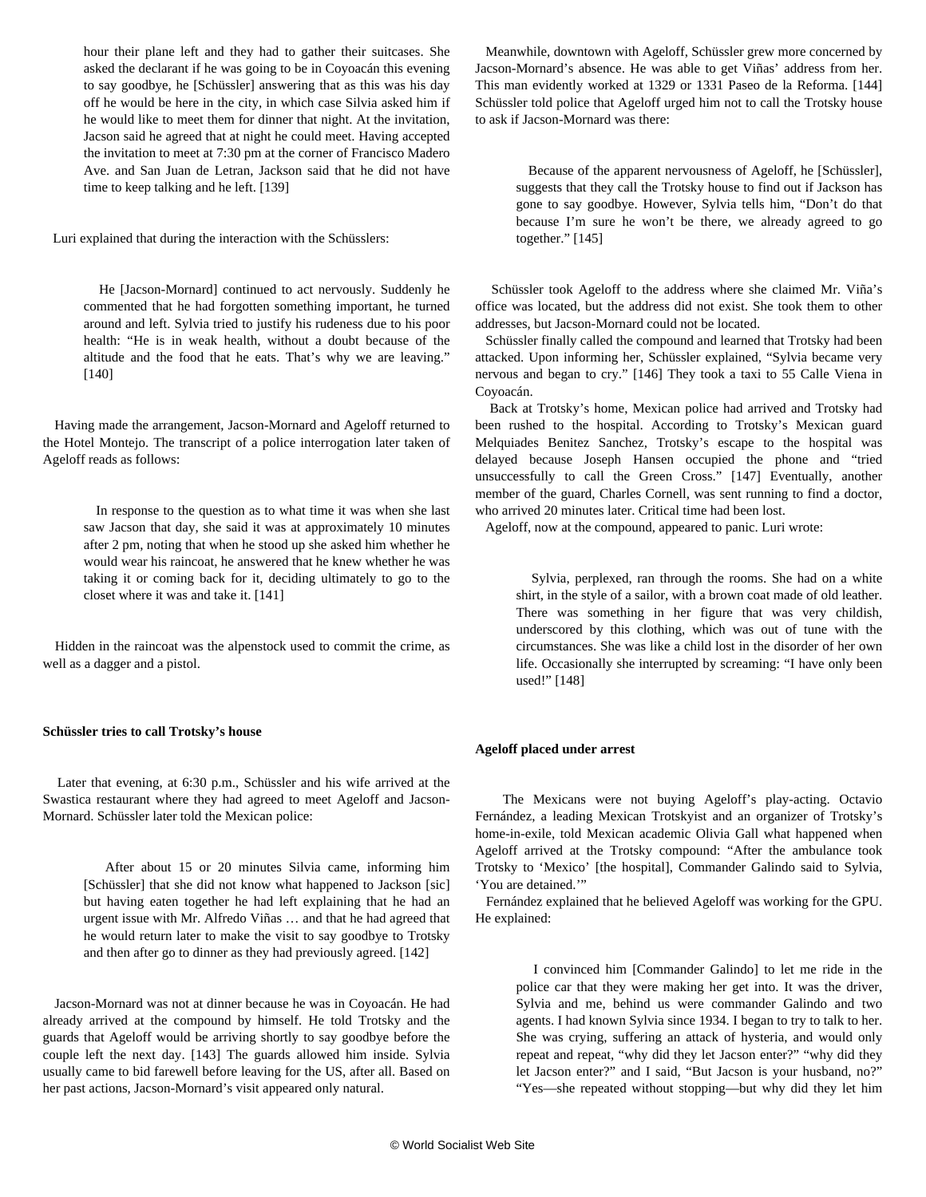hour their plane left and they had to gather their suitcases. She asked the declarant if he was going to be in Coyoacán this evening to say goodbye, he [Schüssler] answering that as this was his day off he would be here in the city, in which case Silvia asked him if he would like to meet them for dinner that night. At the invitation, Jacson said he agreed that at night he could meet. Having accepted the invitation to meet at 7:30 pm at the corner of Francisco Madero Ave. and San Juan de Letran, Jackson said that he did not have time to keep talking and he left. [139]

Luri explained that during the interaction with the Schüsslers:

> He [Jacson-Mornard] continued to act nervously. Suddenly he commented that he had forgotten something important, he turned around and left. Sylvia tried to justify his rudeness due to his poor health: "He is in weak health, without a doubt because of the altitude and the food that he eats. That's why we are leaving." [140]

Having made the arrangement, Jacson-Mornard and Ageloff returned to the Hotel Montejo. The transcript of a police interrogation later taken of Ageloff reads as follows:

> In response to the question as to what time it was when she last saw Jacson that day, she said it was at approximately 10 minutes after 2 pm, noting that when he stood up she asked him whether he would wear his raincoat, he answered that he knew whether he was taking it or coming back for it, deciding ultimately to go to the closet where it was and take it. [141]

Hidden in the raincoat was the alpenstock used to commit the crime, as well as a dagger and a pistol.

**Schüssler tries to call Trotsky's house**

Later that evening, at 6:30 p.m., Schüssler and his wife arrived at the Swastica restaurant where they had agreed to meet Ageloff and Jacson-Mornard. Schüssler later told the Mexican police:

> After about 15 or 20 minutes Silvia came, informing him [Schüssler] that she did not know what happened to Jackson [sic] but having eaten together he had left explaining that he had an urgent issue with Mr. Alfredo Viñas … and that he had agreed that he would return later to make the visit to say goodbye to Trotsky and then after go to dinner as they had previously agreed. [142]

Jacson-Mornard was not at dinner because he was in Coyoacán. He had already arrived at the compound by himself. He told Trotsky and the guards that Ageloff would be arriving shortly to say goodbye before the couple left the next day. [143] The guards allowed him inside. Sylvia usually came to bid farewell before leaving for the US, after all. Based on her past actions, Jacson-Mornard's visit appeared only natural.

Meanwhile, downtown with Ageloff, Schüssler grew more concerned by Jacson-Mornard's absence. He was able to get Viñas' address from her. This man evidently worked at 1329 or 1331 Paseo de la Reforma. [144] Schüssler told police that Ageloff urged him not to call the Trotsky house to ask if Jacson-Mornard was there:

> Because of the apparent nervousness of Ageloff, he [Schüssler], suggests that they call the Trotsky house to find out if Jackson has gone to say goodbye. However, Sylvia tells him, "Don't do that because I'm sure he won't be there, we already agreed to go together." [145]

Schüssler took Ageloff to the address where she claimed Mr. Viña's office was located, but the address did not exist. She took them to other addresses, but Jacson-Mornard could not be located.

Schüssler finally called the compound and learned that Trotsky had been attacked. Upon informing her, Schüssler explained, "Sylvia became very nervous and began to cry." [146] They took a taxi to 55 Calle Viena in Coyoacán.

Back at Trotsky's home, Mexican police had arrived and Trotsky had been rushed to the hospital. According to Trotsky's Mexican guard Melquiades Benitez Sanchez, Trotsky's escape to the hospital was delayed because Joseph Hansen occupied the phone and "tried unsuccessfully to call the Green Cross." [147] Eventually, another member of the guard, Charles Cornell, was sent running to find a doctor, who arrived 20 minutes later. Critical time had been lost.

Ageloff, now at the compound, appeared to panic. Luri wrote:

> Sylvia, perplexed, ran through the rooms. She had on a white shirt, in the style of a sailor, with a brown coat made of old leather. There was something in her figure that was very childish, underscored by this clothing, which was out of tune with the circumstances. She was like a child lost in the disorder of her own life. Occasionally she interrupted by screaming: "I have only been used!" [148]

**Ageloff placed under arrest**

The Mexicans were not buying Ageloff's play-acting. Octavio Fernández, a leading Mexican Trotskyist and an organizer of Trotsky's home-in-exile, told Mexican academic Olivia Gall what happened when Ageloff arrived at the Trotsky compound: "After the ambulance took Trotsky to 'Mexico' [the hospital], Commander Galindo said to Sylvia, 'You are detained.'"

Fernández explained that he believed Ageloff was working for the GPU. He explained:

> I convinced him [Commander Galindo] to let me ride in the police car that they were making her get into. It was the driver, Sylvia and me, behind us were commander Galindo and two agents. I had known Sylvia since 1934. I began to try to talk to her. She was crying, suffering an attack of hysteria, and would only repeat and repeat, "why did they let Jacson enter?" "why did they let Jacson enter?" and I said, "But Jacson is your husband, no?" "Yes—she repeated without stopping—but why did they let him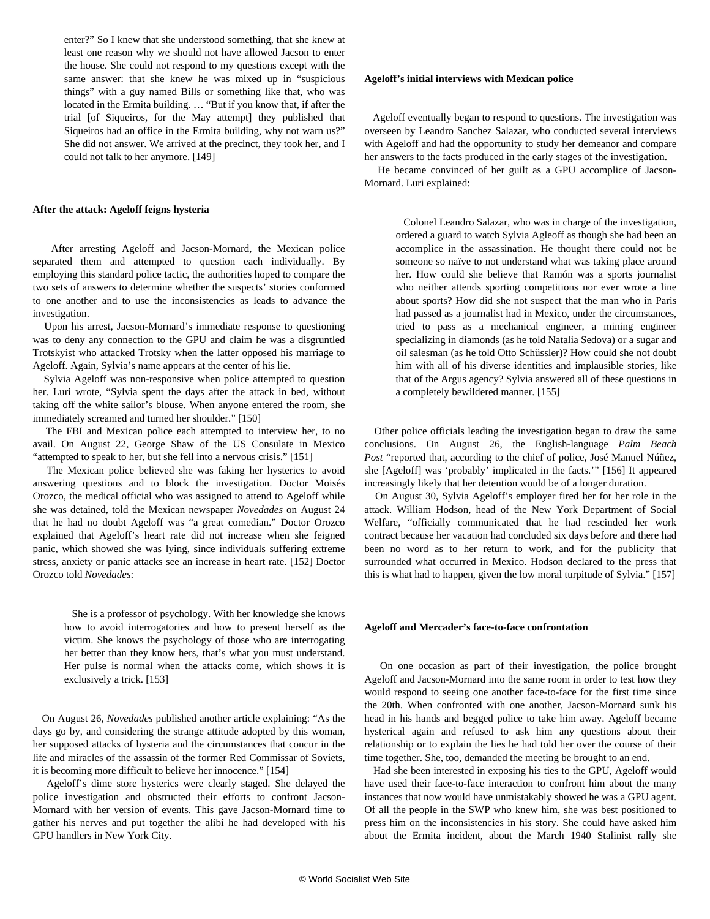> enter?" So I knew that she understood something, that she knew at least one reason why we should not have allowed Jacson to enter the house. She could not respond to my questions except with the same answer: that she knew he was mixed up in "suspicious things" with a guy named Bills or something like that, who was located in the Ermita building. … "But if you know that, if after the trial [of Siqueiros, for the May attempt] they published that Siqueiros had an office in the Ermita building, why not warn us?" She did not answer. We arrived at the precinct, they took her, and I could not talk to her anymore. [149]

**After the attack: Ageloff feigns hysteria**

After arresting Ageloff and Jacson-Mornard, the Mexican police separated them and attempted to question each individually. By employing this standard police tactic, the authorities hoped to compare the two sets of answers to determine whether the suspects' stories conformed to one another and to use the inconsistencies as leads to advance the investigation.

Upon his arrest, Jacson-Mornard's immediate response to questioning was to deny any connection to the GPU and claim he was a disgruntled Trotskyist who attacked Trotsky when the latter opposed his marriage to Ageloff. Again, Sylvia's name appears at the center of his lie.

Sylvia Ageloff was non-responsive when police attempted to question her. Luri wrote, "Sylvia spent the days after the attack in bed, without taking off the white sailor's blouse. When anyone entered the room, she immediately screamed and turned her shoulder." [150]

The FBI and Mexican police each attempted to interview her, to no avail. On August 22, George Shaw of the US Consulate in Mexico "attempted to speak to her, but she fell into a nervous crisis." [151]

The Mexican police believed she was faking her hysterics to avoid answering questions and to block the investigation. Doctor Moisés Orozco, the medical official who was assigned to attend to Ageloff while she was detained, told the Mexican newspaper *Novedades* on August 24 that he had no doubt Ageloff was "a great comedian." Doctor Orozco explained that Ageloff's heart rate did not increase when she feigned panic, which showed she was lying, since individuals suffering extreme stress, anxiety or panic attacks see an increase in heart rate. [152] Doctor Orozco told *Novedades*:

> She is a professor of psychology. With her knowledge she knows how to avoid interrogatories and how to present herself as the victim. She knows the psychology of those who are interrogating her better than they know hers, that's what you must understand. Her pulse is normal when the attacks come, which shows it is exclusively a trick. [153]

On August 26, *Novedades* published another article explaining: "As the days go by, and considering the strange attitude adopted by this woman, her supposed attacks of hysteria and the circumstances that concur in the life and miracles of the assassin of the former Red Commissar of Soviets, it is becoming more difficult to believe her innocence." [154]

Ageloff's dime store hysterics were clearly staged. She delayed the police investigation and obstructed their efforts to confront Jacson-Mornard with her version of events. This gave Jacson-Mornard time to gather his nerves and put together the alibi he had developed with his GPU handlers in New York City.

**Ageloff's initial interviews with Mexican police**

Ageloff eventually began to respond to questions. The investigation was overseen by Leandro Sanchez Salazar, who conducted several interviews with Ageloff and had the opportunity to study her demeanor and compare her answers to the facts produced in the early stages of the investigation.

He became convinced of her guilt as a GPU accomplice of Jacson-Mornard. Luri explained:

> Colonel Leandro Salazar, who was in charge of the investigation, ordered a guard to watch Sylvia Agleoff as though she had been an accomplice in the assassination. He thought there could not be someone so naïve to not understand what was taking place around her. How could she believe that Ramón was a sports journalist who neither attends sporting competitions nor ever wrote a line about sports? How did she not suspect that the man who in Paris had passed as a journalist had in Mexico, under the circumstances, tried to pass as a mechanical engineer, a mining engineer specializing in diamonds (as he told Natalia Sedova) or a sugar and oil salesman (as he told Otto Schüssler)? How could she not doubt him with all of his diverse identities and implausible stories, like that of the Argus agency? Sylvia answered all of these questions in a completely bewildered manner. [155]

Other police officials leading the investigation began to draw the same conclusions. On August 26, the English-language *Palm Beach Post* "reported that, according to the chief of police, José Manuel Núñez, she [Ageloff] was 'probably' implicated in the facts.'" [156] It appeared increasingly likely that her detention would be of a longer duration.

On August 30, Sylvia Ageloff's employer fired her for her role in the attack. William Hodson, head of the New York Department of Social Welfare, "officially communicated that he had rescinded her work contract because her vacation had concluded six days before and there had been no word as to her return to work, and for the publicity that surrounded what occurred in Mexico. Hodson declared to the press that this is what had to happen, given the low moral turpitude of Sylvia." [157]

**Ageloff and Mercader's face-to-face confrontation**

On one occasion as part of their investigation, the police brought Ageloff and Jacson-Mornard into the same room in order to test how they would respond to seeing one another face-to-face for the first time since the 20th. When confronted with one another, Jacson-Mornard sunk his head in his hands and begged police to take him away. Ageloff became hysterical again and refused to ask him any questions about their relationship or to explain the lies he had told her over the course of their time together. She, too, demanded the meeting be brought to an end.

Had she been interested in exposing his ties to the GPU, Ageloff would have used their face-to-face interaction to confront him about the many instances that now would have unmistakably showed he was a GPU agent. Of all the people in the SWP who knew him, she was best positioned to press him on the inconsistencies in his story. She could have asked him about the Ermita incident, about the March 1940 Stalinist rally she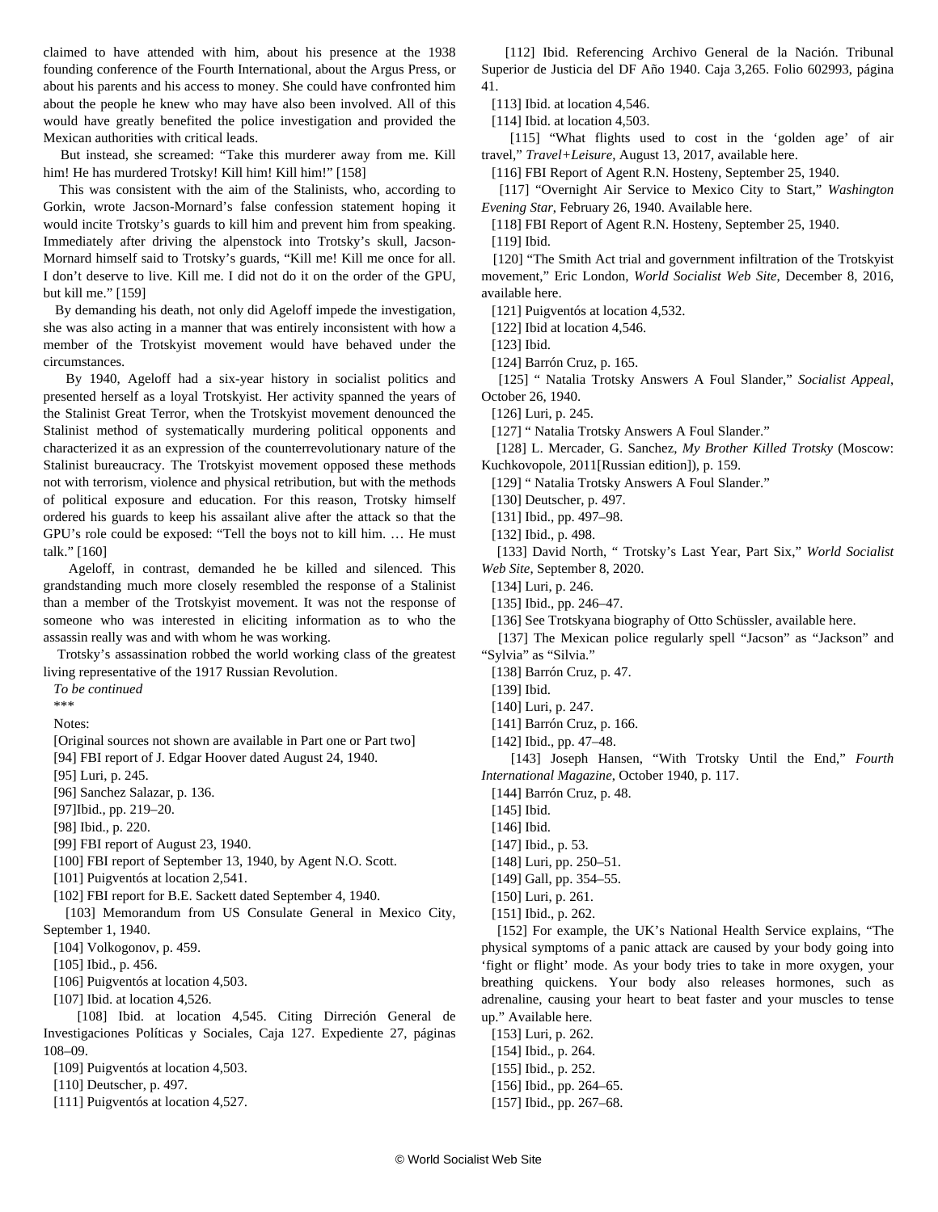claimed to have attended with him, about his presence at the 1938 founding conference of the Fourth International, about the Argus Press, or about his parents and his access to money. She could have confronted him about the people he knew who may have also been involved. All of this would have greatly benefited the police investigation and provided the Mexican authorities with critical leads.

But instead, she screamed: "Take this murderer away from me. Kill him! He has murdered Trotsky! Kill him! Kill him!" [158]

This was consistent with the aim of the Stalinists, who, according to Gorkin, wrote Jacson-Mornard's false confession statement hoping it would incite Trotsky's guards to kill him and prevent him from speaking. Immediately after driving the alpenstock into Trotsky's skull, Jacson-Mornard himself said to Trotsky's guards, "Kill me! Kill me once for all. I don't deserve to live. Kill me. I did not do it on the order of the GPU, but kill me." [159]

By demanding his death, not only did Ageloff impede the investigation, she was also acting in a manner that was entirely inconsistent with how a member of the Trotskyist movement would have behaved under the circumstances.

By 1940, Ageloff had a six-year history in socialist politics and presented herself as a loyal Trotskyist. Her activity spanned the years of the Stalinist Great Terror, when the Trotskyist movement denounced the Stalinist method of systematically murdering political opponents and characterized it as an expression of the counterrevolutionary nature of the Stalinist bureaucracy. The Trotskyist movement opposed these methods not with terrorism, violence and physical retribution, but with the methods of political exposure and education. For this reason, Trotsky himself ordered his guards to keep his assailant alive after the attack so that the GPU's role could be exposed: "Tell the boys not to kill him. … He must talk." [160]

Ageloff, in contrast, demanded he be killed and silenced. This grandstanding much more closely resembled the response of a Stalinist than a member of the Trotskyist movement. It was not the response of someone who was interested in eliciting information as to who the assassin really was and with whom he was working.

Trotsky's assassination robbed the world working class of the greatest living representative of the 1917 Russian Revolution.

*To be continued*

\*\*\*

Notes:

[Original sources not shown are available in Part one or Part two]

[94] FBI report of J. Edgar Hoover dated August 24, 1940.

[95] Luri, p. 245.

[96] Sanchez Salazar, p. 136.

[97]Ibid., pp. 219–20.

[98] Ibid., p. 220.

[99] FBI report of August 23, 1940.

[100] FBI report of September 13, 1940, by Agent N.O. Scott.

[101] Puigventós at location 2,541.

[102] FBI report for B.E. Sackett dated September 4, 1940.

[103] Memorandum from US Consulate General in Mexico City, September 1, 1940.

[104] Volkogonov, p. 459.

[105] Ibid., p. 456.

[106] Puigventós at location 4,503.

[107] Ibid. at location 4,526.

[108] Ibid. at location 4,545. Citing Dirreción General de Investigaciones Políticas y Sociales, Caja 127. Expediente 27, páginas 108–09.

[109] Puigventós at location 4,503.

[110] Deutscher, p. 497.

[111] Puigventós at location 4,527.

[112] Ibid. Referencing Archivo General de la Nación. Tribunal Superior de Justicia del DF Año 1940. Caja 3,265. Folio 602993, página 41.

[113] Ibid. at location 4,546.

[114] Ibid. at location 4,503.

[115] "What flights used to cost in the 'golden age' of air travel," *Travel+Leisure*, August 13, 2017, available here.

[116] FBI Report of Agent R.N. Hosteny, September 25, 1940.

[117] "Overnight Air Service to Mexico City to Start," *Washington Evening Star*, February 26, 1940. Available here.

[118] FBI Report of Agent R.N. Hosteny, September 25, 1940.

[119] Ibid.

[120] "The Smith Act trial and government infiltration of the Trotskyist movement," Eric London, *World Socialist Web Site*, December 8, 2016, available here.

[121] Puigventós at location 4,532.

[122] Ibid at location 4,546.

[123] Ibid.

[124] Barrón Cruz, p. 165.

[125] " Natalia Trotsky Answers A Foul Slander," *Socialist Appeal*, October 26, 1940.

[126] Luri, p. 245.

[127] " Natalia Trotsky Answers A Foul Slander."

[128] L. Mercader, G. Sanchez, *My Brother Killed Trotsky* (Moscow: Kuchkovopole, 2011[Russian edition]), p. 159.

[129] " Natalia Trotsky Answers A Foul Slander."

[130] Deutscher, p. 497.

[131] Ibid., pp. 497–98.

[132] Ibid., p. 498.

[133] David North, " Trotsky's Last Year, Part Six," *World Socialist Web Site*, September 8, 2020.

[134] Luri, p. 246.

[135] Ibid., pp. 246–47.

[136] See Trotskyana biography of Otto Schüssler, available here.

[137] The Mexican police regularly spell "Jacson" as "Jackson" and "Sylvia" as "Silvia."

[138] Barrón Cruz, p. 47.

[139] Ibid.

[140] Luri, p. 247.

[141] Barrón Cruz, p. 166.

[142] Ibid., pp. 47–48.

[143] Joseph Hansen, "With Trotsky Until the End," *Fourth International Magazine*, October 1940, p. 117.

[144] Barrón Cruz, p. 48.

[145] Ibid.

[146] Ibid.

[147] Ibid., p. 53.

[148] Luri, pp. 250–51.

[149] Gall, pp. 354–55.

[150] Luri, p. 261.

[151] Ibid., p. 262.

[152] For example, the UK's National Health Service explains, "The physical symptoms of a panic attack are caused by your body going into 'fight or flight' mode. As your body tries to take in more oxygen, your breathing quickens. Your body also releases hormones, such as adrenaline, causing your heart to beat faster and your muscles to tense up." Available here.

[153] Luri, p. 262.

[154] Ibid., p. 264.

[155] Ibid., p. 252.

[156] Ibid., pp. 264–65.

[157] Ibid., pp. 267–68.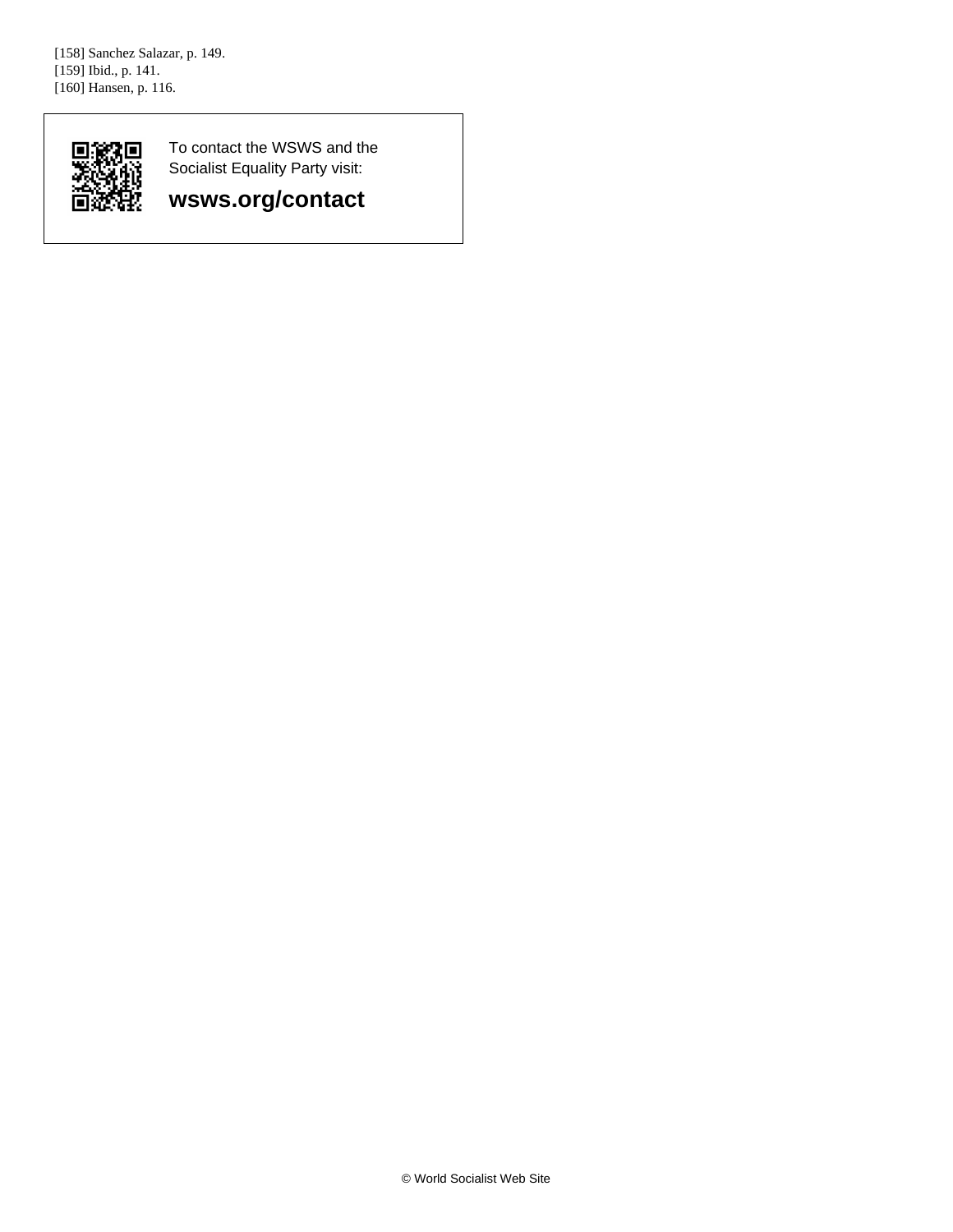[158] Sanchez Salazar, p. 149.
[159] Ibid., p. 141.
[160] Hansen, p. 116.

To contact the WSWS and the Socialist Equality Party visit:

**wsws.org/contact**